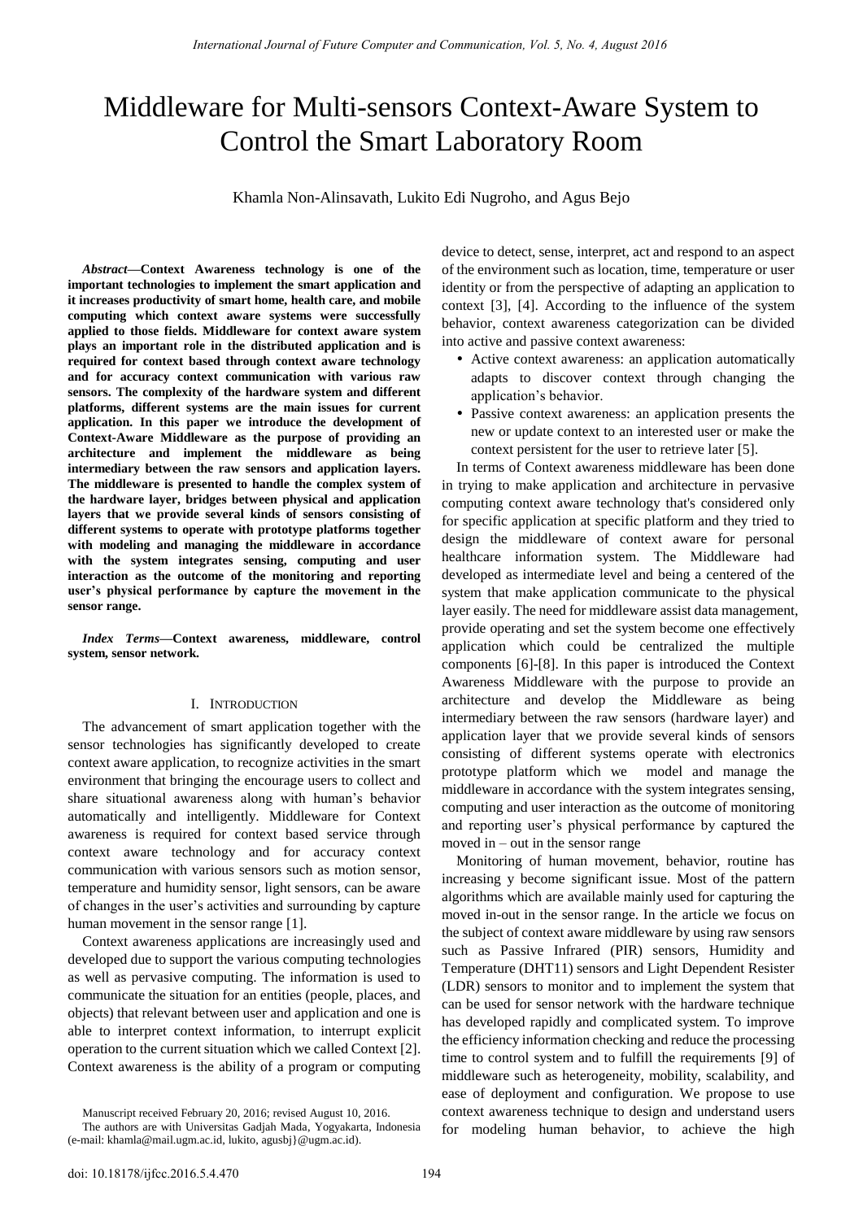# Middleware for Multi-sensors Context-Aware System to Control the Smart Laboratory Room

Khamla Non-Alinsavath, Lukito Edi Nugroho, and Agus Bejo

***Abstract*—Context Awareness technology is one of the important technologies to implement the smart application and it increases productivity of smart home, health care, and mobile computing which context aware systems were successfully applied to those fields. Middleware for context aware system plays an important role in the distributed application and is required for context based through context aware technology and for accuracy context communication with various raw sensors. The complexity of the hardware system and different platforms, different systems are the main issues for current application. In this paper we introduce the development of Context-Aware Middleware as the purpose of providing an architecture and implement the middleware as being intermediary between the raw sensors and application layers. The middleware is presented to handle the complex system of the hardware layer, bridges between physical and application layers that we provide several kinds of sensors consisting of different systems to operate with prototype platforms together with modeling and managing the middleware in accordance with the system integrates sensing, computing and user interaction as the outcome of the monitoring and reporting user's physical performance by capture the movement in the sensor range.**

***Index Terms*—Context awareness, middleware, control system, sensor network.**

## I. Introduction

The advancement of smart application together with the sensor technologies has significantly developed to create context aware application, to recognize activities in the smart environment that bringing the encourage users to collect and share situational awareness along with human's behavior automatically and intelligently. Middleware for Context awareness is required for context based service through context aware technology and for accuracy context communication with various sensors such as motion sensor, temperature and humidity sensor, light sensors, can be aware of changes in the user's activities and surrounding by capture human movement in the sensor range [1].

Context awareness applications are increasingly used and developed due to support the various computing technologies as well as pervasive computing. The information is used to communicate the situation for an entities (people, places, and objects) that relevant between user and application and one is able to interpret context information, to interrupt explicit operation to the current situation which we called Context [2]. Context awareness is the ability of a program or computing device to detect, sense, interpret, act and respond to an aspect of the environment such as location, time, temperature or user identity or from the perspective of adapting an application to context [3], [4]. According to the influence of the system behavior, context awareness categorization can be divided into active and passive context awareness:

- Active context awareness: an application automatically adapts to discover context through changing the application's behavior.
- Passive context awareness: an application presents the new or update context to an interested user or make the context persistent for the user to retrieve later [5].

In terms of Context awareness middleware has been done in trying to make application and architecture in pervasive computing context aware technology that's considered only for specific application at specific platform and they tried to design the middleware of context aware for personal healthcare information system. The Middleware had developed as intermediate level and being a centered of the system that make application communicate to the physical layer easily. The need for middleware assist data management, provide operating and set the system become one effectively application which could be centralized the multiple components [6]-[8]. In this paper is introduced the Context Awareness Middleware with the purpose to provide an architecture and develop the Middleware as being intermediary between the raw sensors (hardware layer) and application layer that we provide several kinds of sensors consisting of different systems operate with electronics prototype platform which we model and manage the middleware in accordance with the system integrates sensing, computing and user interaction as the outcome of monitoring and reporting user's physical performance by captured the moved in – out in the sensor range

Monitoring of human movement, behavior, routine has increasing y become significant issue. Most of the pattern algorithms which are available mainly used for capturing the moved in-out in the sensor range. In the article we focus on the subject of context aware middleware by using raw sensors such as Passive Infrared (PIR) sensors, Humidity and Temperature (DHT11) sensors and Light Dependent Resister (LDR) sensors to monitor and to implement the system that can be used for sensor network with the hardware technique has developed rapidly and complicated system. To improve the efficiency information checking and reduce the processing time to control system and to fulfill the requirements [9] of middleware such as heterogeneity, mobility, scalability, and ease of deployment and configuration. We propose to use context awareness technique to design and understand users for modeling human behavior, to achieve the high

Manuscript received February 20, 2016; revised August 10, 2016.

The authors are with Universitas Gadjah Mada, Yogyakarta, Indonesia (e-mail: khamla@mail.ugm.ac.id, lukito, agusbj}@ugm.ac.id).

doi: 10.18178/ijfcc.2016.5.4.470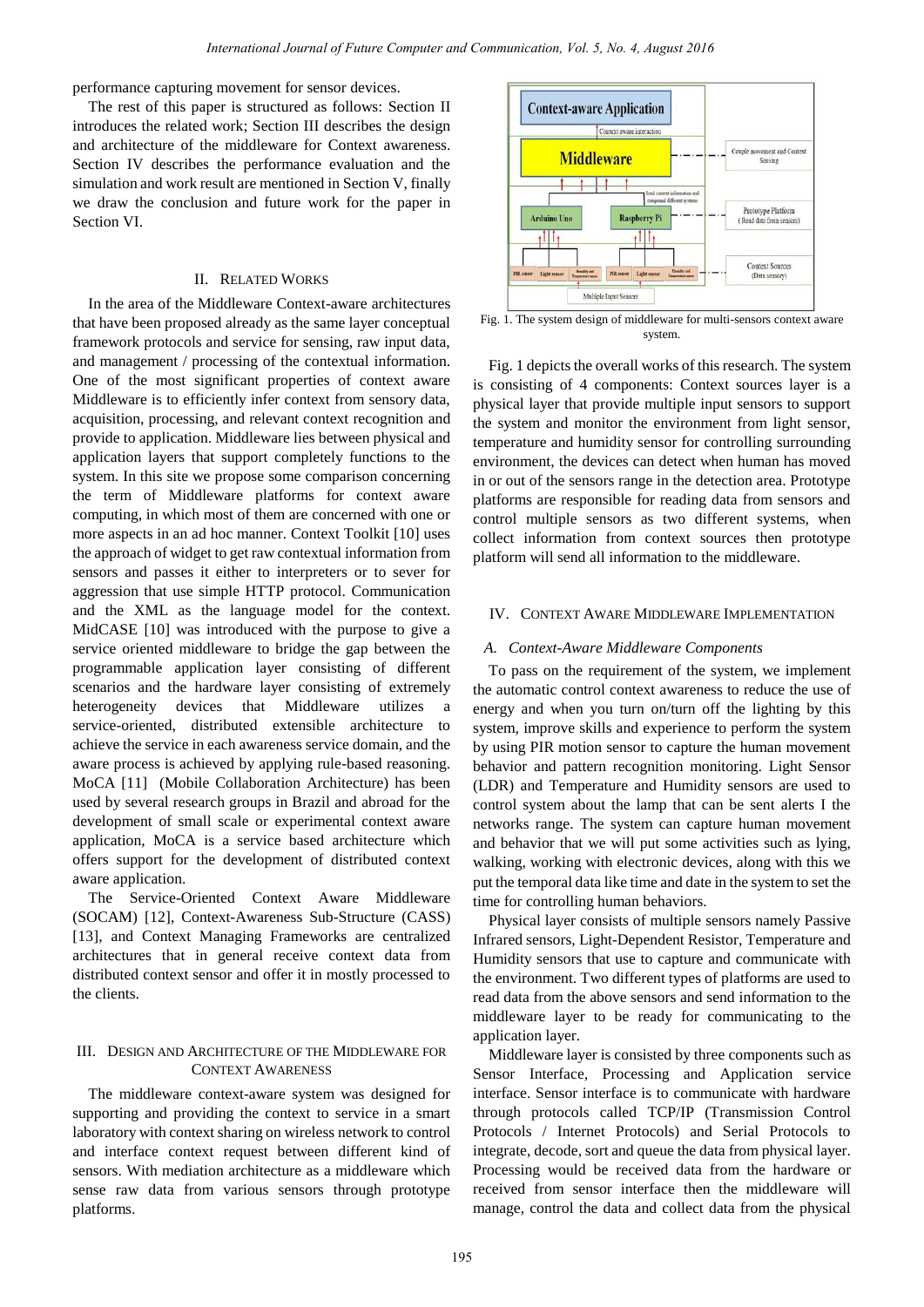performance capturing movement for sensor devices.

The rest of this paper is structured as follows: Section II introduces the related work; Section III describes the design and architecture of the middleware for Context awareness. Section IV describes the performance evaluation and the simulation and work result are mentioned in Section V, finally we draw the conclusion and future work for the paper in Section VI.

## II. Related Works

In the area of the Middleware Context-aware architectures that have been proposed already as the same layer conceptual framework protocols and service for sensing, raw input data, and management / processing of the contextual information. One of the most significant properties of context aware Middleware is to efficiently infer context from sensory data, acquisition, processing, and relevant context recognition and provide to application. Middleware lies between physical and application layers that support completely functions to the system. In this site we propose some comparison concerning the term of Middleware platforms for context aware computing, in which most of them are concerned with one or more aspects in an ad hoc manner. Context Toolkit [10] uses the approach of widget to get raw contextual information from sensors and passes it either to interpreters or to sever for aggression that use simple HTTP protocol. Communication and the XML as the language model for the context. MidCASE [10] was introduced with the purpose to give a service oriented middleware to bridge the gap between the programmable application layer consisting of different scenarios and the hardware layer consisting of extremely heterogeneity devices that Middleware utilizes a service-oriented, distributed extensible architecture to achieve the service in each awareness service domain, and the aware process is achieved by applying rule-based reasoning. MoCA [11] (Mobile Collaboration Architecture) has been used by several research groups in Brazil and abroad for the development of small scale or experimental context aware application, MoCA is a service based architecture which offers support for the development of distributed context aware application.

The Service-Oriented Context Aware Middleware (SOCAM) [12], Context-Awareness Sub-Structure (CASS) [13], and Context Managing Frameworks are centralized architectures that in general receive context data from distributed context sensor and offer it in mostly processed to the clients.

## III. Design and Architecture of the Middleware for Context Awareness

The middleware context-aware system was designed for supporting and providing the context to service in a smart laboratory with context sharing on wireless network to control and interface context request between different kind of sensors. With mediation architecture as a middleware which sense raw data from various sensors through prototype platforms.

Fig. 1. The system design of middleware for multi-sensors context aware system.

Fig. 1 depicts the overall works of this research. The system is consisting of 4 components: Context sources layer is a physical layer that provide multiple input sensors to support the system and monitor the environment from light sensor, temperature and humidity sensor for controlling surrounding environment, the devices can detect when human has moved in or out of the sensors range in the detection area. Prototype platforms are responsible for reading data from sensors and control multiple sensors as two different systems, when collect information from context sources then prototype platform will send all information to the middleware.

## IV. Context Aware Middleware Implementation

### A. Context-Aware Middleware Components

To pass on the requirement of the system, we implement the automatic control context awareness to reduce the use of energy and when you turn on/turn off the lighting by this system, improve skills and experience to perform the system by using PIR motion sensor to capture the human movement behavior and pattern recognition monitoring. Light Sensor (LDR) and Temperature and Humidity sensors are used to control system about the lamp that can be sent alerts I the networks range. The system can capture human movement and behavior that we will put some activities such as lying, walking, working with electronic devices, along with this we put the temporal data like time and date in the system to set the time for controlling human behaviors.

Physical layer consists of multiple sensors namely Passive Infrared sensors, Light-Dependent Resistor, Temperature and Humidity sensors that use to capture and communicate with the environment. Two different types of platforms are used to read data from the above sensors and send information to the middleware layer to be ready for communicating to the application layer.

Middleware layer is consisted by three components such as Sensor Interface, Processing and Application service interface. Sensor interface is to communicate with hardware through protocols called TCP/IP (Transmission Control Protocols / Internet Protocols) and Serial Protocols to integrate, decode, sort and queue the data from physical layer. Processing would be received data from the hardware or received from sensor interface then the middleware will manage, control the data and collect data from the physical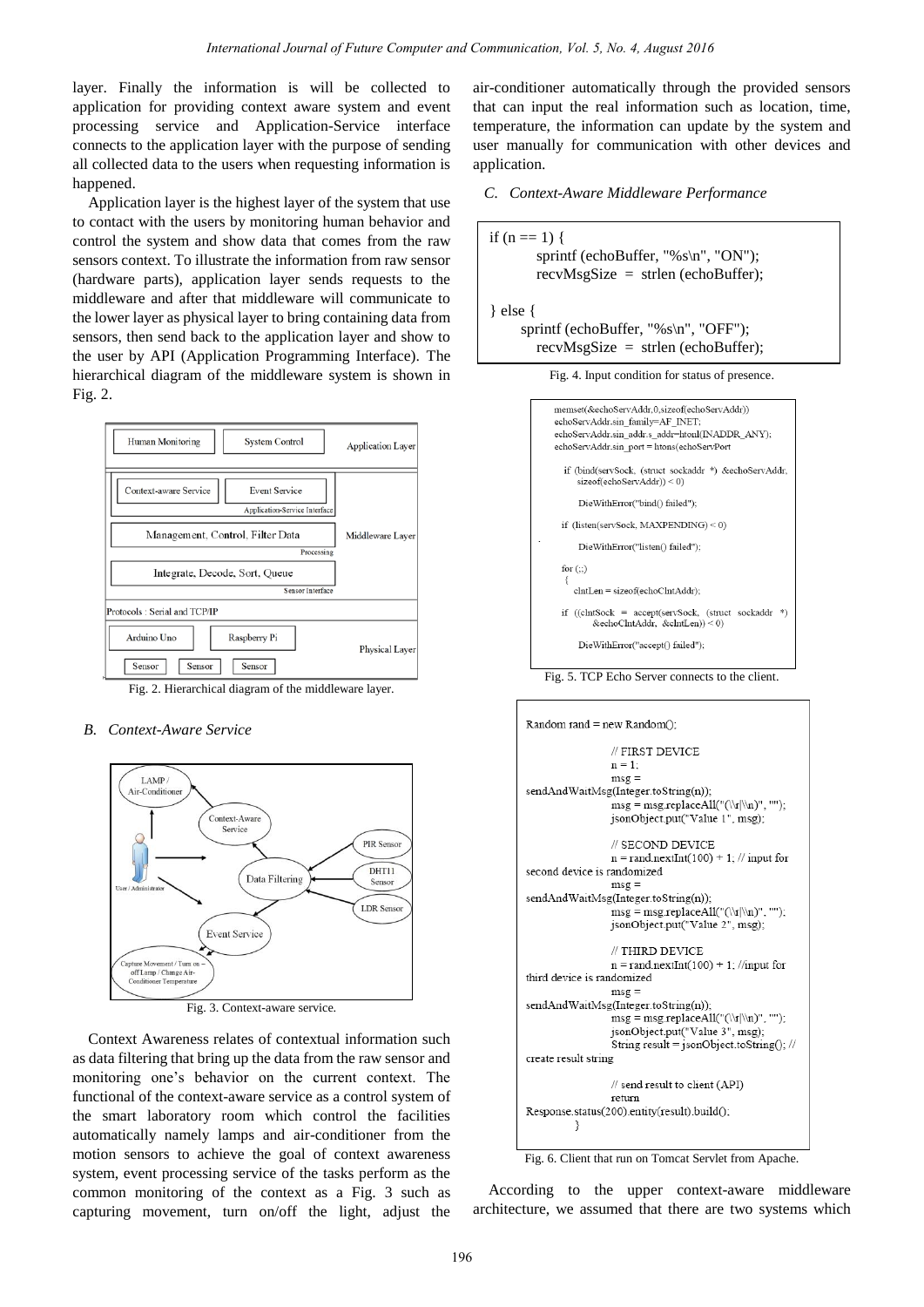layer. Finally the information is will be collected to application for providing context aware system and event processing service and Application-Service interface connects to the application layer with the purpose of sending all collected data to the users when requesting information is happened.

Application layer is the highest layer of the system that use to contact with the users by monitoring human behavior and control the system and show data that comes from the raw sensors context. To illustrate the information from raw sensor (hardware parts), application layer sends requests to the middleware and after that middleware will communicate to the lower layer as physical layer to bring containing data from sensors, then send back to the application layer and show to the user by API (Application Programming Interface). The hierarchical diagram of the middleware system is shown in Fig. 2.

Fig. 2. Hierarchical diagram of the middleware layer.

### B. Context-Aware Service

Fig. 3. Context-aware service.

Context Awareness relates of contextual information such as data filtering that bring up the data from the raw sensor and monitoring one's behavior on the current context. The functional of the context-aware service as a control system of the smart laboratory room which control the facilities automatically namely lamps and air-conditioner from the motion sensors to achieve the goal of context awareness system, event processing service of the tasks perform as the common monitoring of the context as a Fig. 3 such as capturing movement, turn on/off the light, adjust the air-conditioner automatically through the provided sensors that can input the real information such as location, time, temperature, the information can update by the system and user manually for communication with other devices and application.

### C. Context-Aware Middleware Performance

```
if (n == 1) {
        sprintf (echoBuffer, "%s\n", "ON");
        recvMsgSize  =  strlen (echoBuffer);

} else {
      sprintf (echoBuffer, "%s\n", "OFF");
        recvMsgSize  =  strlen (echoBuffer);
```

Fig. 4. Input condition for status of presence.

```
memset(&echoServAddr,0,sizeof(echoServAddr))
echoServAddr.sin_family=AF_INET;
echoServAddr.sin_addr.s_addr=htonl(INADDR_ANY);
echoServAddr.sin_port = htons(echoServPort

  if (bind(servSock, (struct sockaddr *) &echoServAddr,
      sizeof(echoServAddr)) < 0)

      DieWithError("bind() failed");

  if (listen(servSock, MAXPENDING) < 0)

      DieWithError("listen() failed");

  for (;;)
  {
    clntLen = sizeof(echoClntAddr);

  if ((clntSock = accept(servSock, (struct sockaddr *)
          &echoClntAddr, &clntLen)) < 0)

      DieWithError("accept() failed");
```

Fig. 5. TCP Echo Server connects to the client.

```
Random rand = new Random();

                // FIRST DEVICE
                n = 1;
                msg =
sendAndWaitMsg(Integer.toString(n));
                msg = msg.replaceAll("(\\r|\\n)", "");
                jsonObject.put("Value 1", msg);

                // SECOND DEVICE
                n = rand.nextInt(100) + 1; // input for
second device is randomized
                msg =
sendAndWaitMsg(Integer.toString(n));
                msg = msg.replaceAll("(\\r|\\n)", "");
                jsonObject.put("Value 2", msg);

                // THIRD DEVICE
                n = rand.nextInt(100) + 1; //input for
third device is randomized
                msg =
sendAndWaitMsg(Integer.toString(n));
                msg = msg.replaceAll("(\\r|\\n)", "");
                jsonObject.put("Value 3", msg);
                String result = jsonObject.toString(); //
create result string

                // send result to client (API)
                return
Response.status(200).entity(result).build();
        }
```

Fig. 6. Client that run on Tomcat Servlet from Apache.

According to the upper context-aware middleware architecture, we assumed that there are two systems which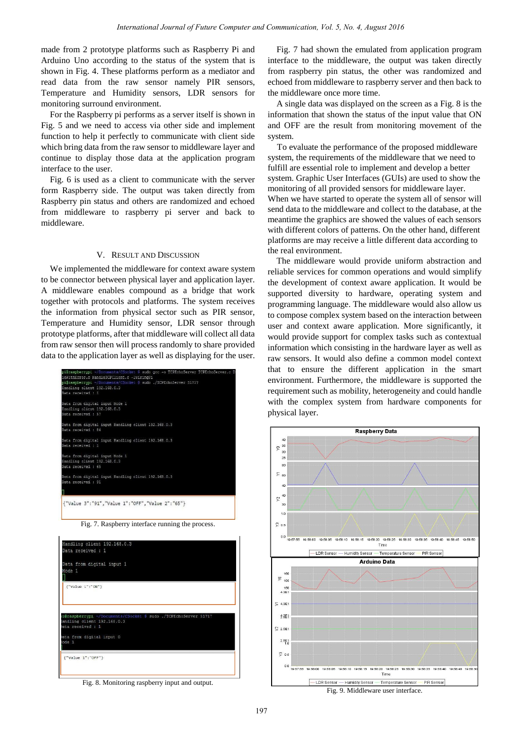made from 2 prototype platforms such as Raspberry Pi and Arduino Uno according to the status of the system that is shown in Fig. 4. These platforms perform as a mediator and read data from the raw sensor namely PIR sensors, Temperature and Humidity sensors, LDR sensors for monitoring surround environment.

For the Raspberry pi performs as a server itself is shown in Fig. 5 and we need to access via other side and implement function to help it perfectly to communicate with client side which bring data from the raw sensor to middleware layer and continue to display those data at the application program interface to the user.

Fig. 6 is used as a client to communicate with the server form Raspberry side. The output was taken directly from Raspberry pin status and others are randomized and echoed from middleware to raspberry pi server and back to middleware.

## V. Result and Discussion

We implemented the middleware for context aware system to be connector between physical layer and application layer. A middleware enables compound as a bridge that work together with protocols and platforms. The system receives the information from physical sector such as PIR sensor, Temperature and Humidity sensor, LDR sensor through prototype platforms, after that middleware will collect all data from raw sensor then will process randomly to share provided data to the application layer as well as displaying for the user.

Fig. 7. Raspberry interface running the process.

Fig. 8. Monitoring raspberry input and output.

Fig. 7 had shown the emulated from application program interface to the middleware, the output was taken directly from raspberry pin status, the other was randomized and echoed from middleware to raspberry server and then back to the middleware once more time.

A single data was displayed on the screen as a Fig. 8 is the information that shown the status of the input value that ON and OFF are the result from monitoring movement of the system.

To evaluate the performance of the proposed middleware system, the requirements of the middleware that we need to fulfill are essential role to implement and develop a better system. Graphic User Interfaces (GUIs) are used to show the monitoring of all provided sensors for middleware layer. When we have started to operate the system all of sensor will send data to the middleware and collect to the database, at the meantime the graphics are showed the values of each sensors with different colors of patterns. On the other hand, different platforms are may receive a little different data according to the real environment.

The middleware would provide uniform abstraction and reliable services for common operations and would simplify the development of context aware application. It would be supported diversity to hardware, operating system and programming language. The middleware would also allow us to compose complex system based on the interaction between user and context aware application. More significantly, it would provide support for complex tasks such as contextual information which consisting in the hardware layer as well as raw sensors. It would also define a common model context that to ensure the different application in the smart environment. Furthermore, the middleware is supported the requirement such as mobility, heterogeneity and could handle with the complex system from hardware components for physical layer.

Fig. 9. Middleware user interface.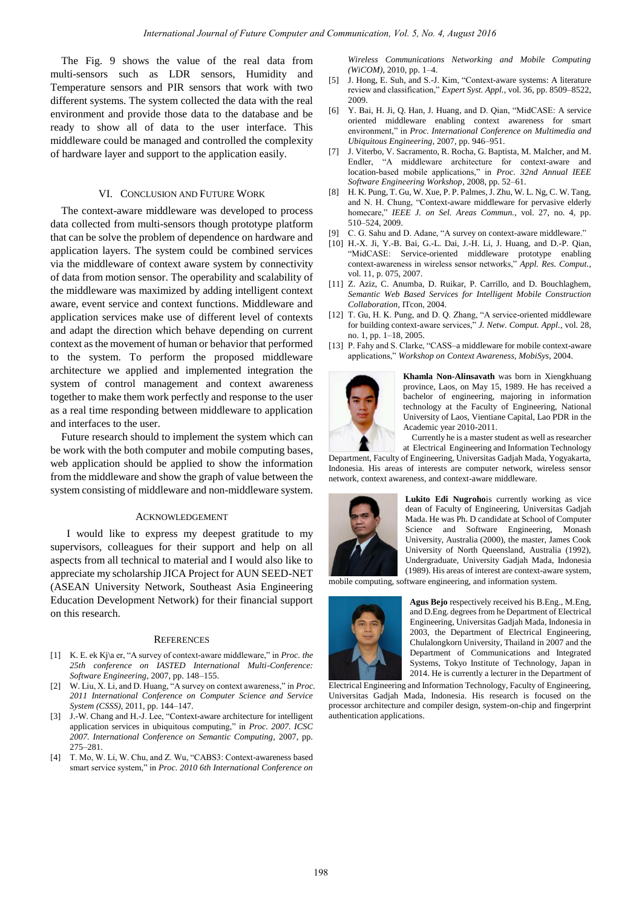The Fig. 9 shows the value of the real data from multi-sensors such as LDR sensors, Humidity and Temperature sensors and PIR sensors that work with two different systems. The system collected the data with the real environment and provide those data to the database and be ready to show all of data to the user interface. This middleware could be managed and controlled the complexity of hardware layer and support to the application easily.

## VI. Conclusion and Future Work

The context-aware middleware was developed to process data collected from multi-sensors though prototype platform that can be solve the problem of dependence on hardware and application layers. The system could be combined services via the middleware of context aware system by connectivity of data from motion sensor. The operability and scalability of the middleware was maximized by adding intelligent context aware, event service and context functions. Middleware and application services make use of different level of contexts and adapt the direction which behave depending on current context as the movement of human or behavior that performed to the system. To perform the proposed middleware architecture we applied and implemented integration the system of control management and context awareness together to make them work perfectly and response to the user as a real time responding between middleware to application and interfaces to the user.

Future research should to implement the system which can be work with the both computer and mobile computing bases, web application should be applied to show the information from the middleware and show the graph of value between the system consisting of middleware and non-middleware system.

## Acknowledgement

I would like to express my deepest gratitude to my supervisors, colleagues for their support and help on all aspects from all technical to material and I would also like to appreciate my scholarship JICA Project for AUN SEED-NET (ASEAN University Network, Southeast Asia Engineering Education Development Network) for their financial support on this research.

## References

[1] K. E. ek Kj\a er, "A survey of context-aware middleware," in *Proc. the 25th conference on IASTED International Multi-Conference: Software Engineering*, 2007, pp. 148–155.

[2] W. Liu, X. Li, and D. Huang, "A survey on context awareness," in *Proc. 2011 International Conference on Computer Science and Service System (CSSS)*, 2011, pp. 144–147.

[3] J.-W. Chang and H.-J. Lee, "Context-aware architecture for intelligent application services in ubiquitous computing," in *Proc. 2007. ICSC 2007. International Conference on Semantic Computing*, 2007, pp. 275–281.

[4] T. Mo, W. Li, W. Chu, and Z. Wu, "CABS3: Context-awareness based smart service system," in *Proc. 2010 6th International Conference on Wireless Communications Networking and Mobile Computing (WiCOM)*, 2010, pp. 1–4.

[5] J. Hong, E. Suh, and S.-J. Kim, "Context-aware systems: A literature review and classification," *Expert Syst. Appl.*, vol. 36, pp. 8509–8522, 2009.

[6] Y. Bai, H. Ji, Q. Han, J. Huang, and D. Qian, "MidCASE: A service oriented middleware enabling context awareness for smart environment," in *Proc. International Conference on Multimedia and Ubiquitous Engineering*, 2007, pp. 946–951.

[7] J. Viterbo, V. Sacramento, R. Rocha, G. Baptista, M. Malcher, and M. Endler, "A middleware architecture for context-aware and location-based mobile applications," in *Proc. 32nd Annual IEEE Software Engineering Workshop*, 2008, pp. 52–61.

[8] H. K. Pung, T. Gu, W. Xue, P. P. Palmes, J. Zhu, W. L. Ng, C. W. Tang, and N. H. Chung, "Context-aware middleware for pervasive elderly homecare," *IEEE J. on Sel. Areas Commun.*, vol. 27, no. 4, pp. 510–524, 2009.

[9] C. G. Sahu and D. Adane, "A survey on context-aware middleware."

[10] H.-X. Ji, Y.-B. Bai, G.-L. Dai, J.-H. Li, J. Huang, and D.-P. Qian, "MidCASE: Service-oriented middleware prototype enabling context-awareness in wireless sensor networks," *Appl. Res. Comput.*, vol. 11, p. 075, 2007.

[11] Z. Aziz, C. Anumba, D. Ruikar, P. Carrillo, and D. Bouchlaghem, *Semantic Web Based Services for Intelligent Mobile Construction Collaboration*, ITcon, 2004.

[12] T. Gu, H. K. Pung, and D. Q. Zhang, "A service-oriented middleware for building context-aware services," *J. Netw. Comput. Appl.*, vol. 28, no. 1, pp. 1–18, 2005.

[13] P. Fahy and S. Clarke, "CASS–a middleware for mobile context-aware applications," *Workshop on Context Awareness, MobiSys*, 2004.

**Khamla Non-Alinsavath** was born in Xiengkhuang province, Laos, on May 15, 1989. He has received a bachelor of engineering, majoring in information technology at the Faculty of Engineering, National University of Laos, Vientiane Capital, Lao PDR in the Academic year 2010-2011.

Currently he is a master student as well as researcher at Electrical Engineering and Information Technology Department, Faculty of Engineering, Universitas Gadjah Mada, Yogyakarta, Indonesia. His areas of interests are computer network, wireless sensor network, context awareness, and context-aware middleware.

**Lukito Edi Nugroho**is currently working as vice dean of Faculty of Engineering, Universitas Gadjah Mada. He was Ph. D candidate at School of Computer Science and Software Engineering, Monash University, Australia (2000), the master, James Cook University of North Queensland, Australia (1992), Undergraduate, University Gadjah Mada, Indonesia (1989). His areas of interest are context-aware system, mobile computing, software engineering, and information system.

**Agus Bejo** respectively received his B.Eng., M.Eng, and D.Eng. degrees from he Department of Electrical Engineering, Universitas Gadjah Mada, Indonesia in 2003, the Department of Electrical Engineering, Chulalongkorn University, Thailand in 2007 and the Department of Communications and Integrated Systems, Tokyo Institute of Technology, Japan in 2014. He is currently a lecturer in the Department of Electrical Engineering and Information Technology, Faculty of Engineering, Universitas Gadjah Mada, Indonesia. His research is focused on the processor architecture and compiler design, system-on-chip and fingerprint authentication applications.